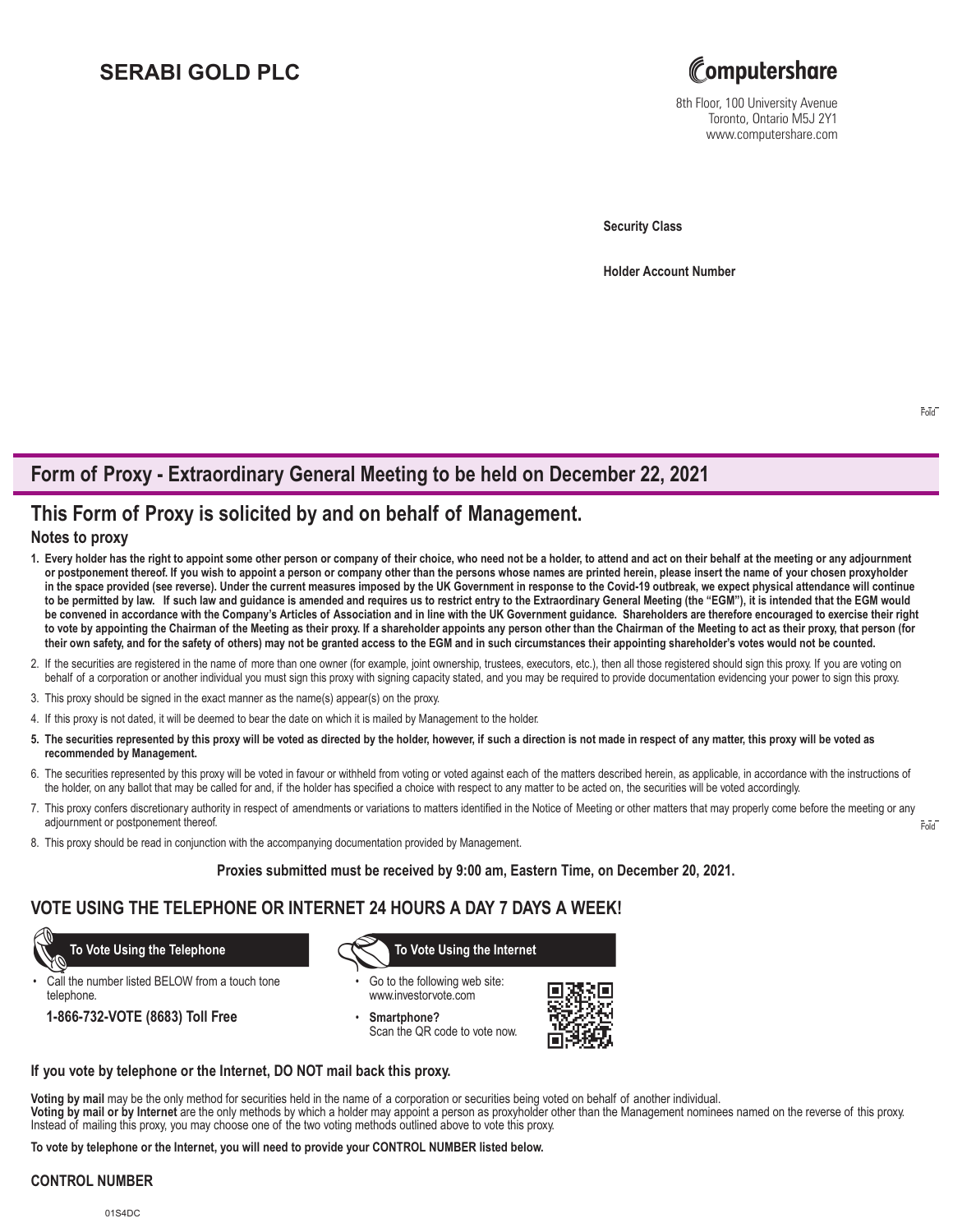# SERABI GOLD PLC

Computershare

8th Floor, 100 University Avenue
Toronto, Ontario M5J 2Y1
www.computershare.com

**Security Class**

**Holder Account Number**

Fold

## Form of Proxy - Extraordinary General Meeting to be held on December 22, 2021

## This Form of Proxy is solicited by and on behalf of Management.

### Notes to proxy

1. **Every holder has the right to appoint some other person or company of their choice, who need not be a holder, to attend and act on their behalf at the meeting or any adjournment or postponement thereof. If you wish to appoint a person or company other than the persons whose names are printed herein, please insert the name of your chosen proxyholder in the space provided (see reverse). Under the current measures imposed by the UK Government in response to the Covid-19 outbreak, we expect physical attendance will continue to be permitted by law. If such law and guidance is amended and requires us to restrict entry to the Extraordinary General Meeting (the "EGM"), it is intended that the EGM would be convened in accordance with the Company's Articles of Association and in line with the UK Government guidance. Shareholders are therefore encouraged to exercise their right to vote by appointing the Chairman of the Meeting as their proxy. If a shareholder appoints any person other than the Chairman of the Meeting to act as their proxy, that person (for their own safety, and for the safety of others) may not be granted access to the EGM and in such circumstances their appointing shareholder's votes would not be counted.**
2. If the securities are registered in the name of more than one owner (for example, joint ownership, trustees, executors, etc.), then all those registered should sign this proxy. If you are voting on behalf of a corporation or another individual you must sign this proxy with signing capacity stated, and you may be required to provide documentation evidencing your power to sign this proxy.
3. This proxy should be signed in the exact manner as the name(s) appear(s) on the proxy.
4. If this proxy is not dated, it will be deemed to bear the date on which it is mailed by Management to the holder.
5. **The securities represented by this proxy will be voted as directed by the holder, however, if such a direction is not made in respect of any matter, this proxy will be voted as recommended by Management.**
6. The securities represented by this proxy will be voted in favour or withheld from voting or voted against each of the matters described herein, as applicable, in accordance with the instructions of the holder, on any ballot that may be called for and, if the holder has specified a choice with respect to any matter to be acted on, the securities will be voted accordingly.
7. This proxy confers discretionary authority in respect of amendments or variations to matters identified in the Notice of Meeting or other matters that may properly come before the meeting or any adjournment or postponement thereof.
8. This proxy should be read in conjunction with the accompanying documentation provided by Management.

Fold

**Proxies submitted must be received by 9:00 am, Eastern Time, on December 20, 2021.**

## VOTE USING THE TELEPHONE OR INTERNET 24 HOURS A DAY 7 DAYS A WEEK!

**To Vote Using the Telephone**

- Call the number listed BELOW from a touch tone telephone.

**1-866-732-VOTE (8683) Toll Free**

**To Vote Using the Internet**

- Go to the following web site: www.investorvote.com
- **Smartphone?** Scan the QR code to vote now.

**If you vote by telephone or the Internet, DO NOT mail back this proxy.**

**Voting by mail** may be the only method for securities held in the name of a corporation or securities being voted on behalf of another individual.
**Voting by mail or by Internet** are the only methods by which a holder may appoint a person as proxyholder other than the Management nominees named on the reverse of this proxy. Instead of mailing this proxy, you may choose one of the two voting methods outlined above to vote this proxy.

**To vote by telephone or the Internet, you will need to provide your CONTROL NUMBER listed below.**

**CONTROL NUMBER**

01S4DC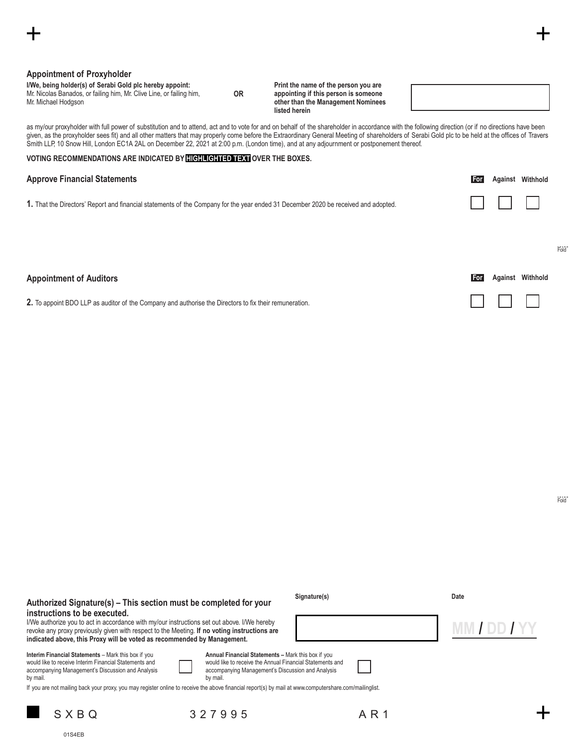## Appointment of Proxyholder

**I/We, being holder(s) of Serabi Gold plc hereby appoint:**
Mr. Nicolas Banados, or failing him, Mr. Clive Line, or failing him, Mr. Michael Hodgson

**OR**

**Print the name of the person you are appointing if this person is someone other than the Management Nominees listed herein**

as my/our proxyholder with full power of substitution and to attend, act and to vote for and on behalf of the shareholder in accordance with the following direction (or if no directions have been given, as the proxyholder sees fit) and all other matters that may properly come before the Extraordinary General Meeting of shareholders of Serabi Gold plc to be held at the offices of Travers Smith LLP, 10 Snow Hill, London EC1A 2AL on December 22, 2021 at 2:00 p.m. (London time), and at any adjournment or postponement thereof.

**VOTING RECOMMENDATIONS ARE INDICATED BY HIGHLIGHTED TEXT OVER THE BOXES.**

### Approve Financial Statements

| | For | Against | Withhold |
|---|---|---|---|
| **1.** That the Directors' Report and financial statements of the Company for the year ended 31 December 2020 be received and adopted. | ☐ | ☐ | ☐ |

### Appointment of Auditors

| | For | Against | Withhold |
|---|---|---|---|
| **2.** To appoint BDO LLP as auditor of the Company and authorise the Directors to fix their remuneration. | ☐ | ☐ | ☐ |

### Authorized Signature(s) – This section must be completed for your instructions to be executed.

I/We authorize you to act in accordance with my/our instructions set out above. I/We hereby revoke any proxy previously given with respect to the Meeting. **If no voting instructions are indicated above, this Proxy will be voted as recommended by Management.**

Signature(s)

Date

MM / DD / YY

**Interim Financial Statements** – Mark this box if you would like to receive Interim Financial Statements and accompanying Management's Discussion and Analysis by mail. ☐

**Annual Financial Statements –** Mark this box if you would like to receive the Annual Financial Statements and accompanying Management's Discussion and Analysis by mail. ☐

If you are not mailing back your proxy, you may register online to receive the above financial report(s) by mail at www.computershare.com/mailinglist.

S X B Q 3 2 7 9 9 5 A R 1

01S4EB